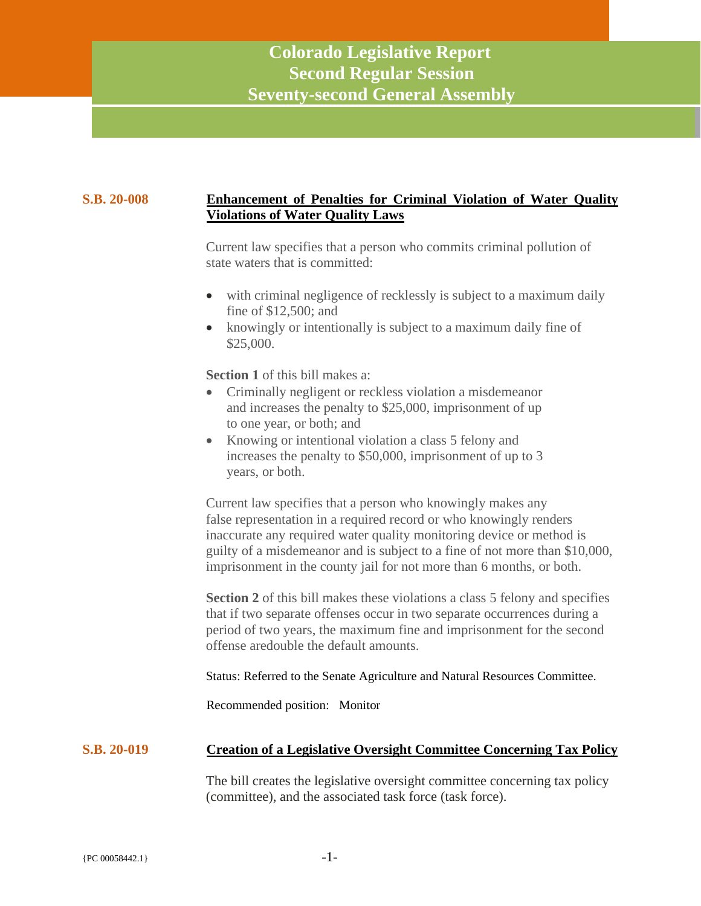# Colorado Legislative Report
# Second Regular Session
# Seventy-second General Assembly

## S.B. 20-008 — Enhancement of Penalties for Criminal Violation of Water Quality Violations of Water Quality Laws

Current law specifies that a person who commits criminal pollution of state waters that is committed:

- with criminal negligence of recklessly is subject to a maximum daily fine of $12,500; and
- knowingly or intentionally is subject to a maximum daily fine of $25,000.

**Section 1** of this bill makes a:

- Criminally negligent or reckless violation a misdemeanor and increases the penalty to $25,000, imprisonment of up to one year, or both; and
- Knowing or intentional violation a class 5 felony and increases the penalty to $50,000, imprisonment of up to 3 years, or both.

Current law specifies that a person who knowingly makes any false representation in a required record or who knowingly renders inaccurate any required water quality monitoring device or method is guilty of a misdemeanor and is subject to a fine of not more than $10,000, imprisonment in the county jail for not more than 6 months, or both.

**Section 2** of this bill makes these violations a class 5 felony and specifies that if two separate offenses occur in two separate occurrences during a period of two years, the maximum fine and imprisonment for the second offense aredouble the default amounts.

Status: Referred to the Senate Agriculture and Natural Resources Committee.

Recommended position: Monitor

## S.B. 20-019 — Creation of a Legislative Oversight Committee Concerning Tax Policy

The bill creates the legislative oversight committee concerning tax policy (committee), and the associated task force (task force).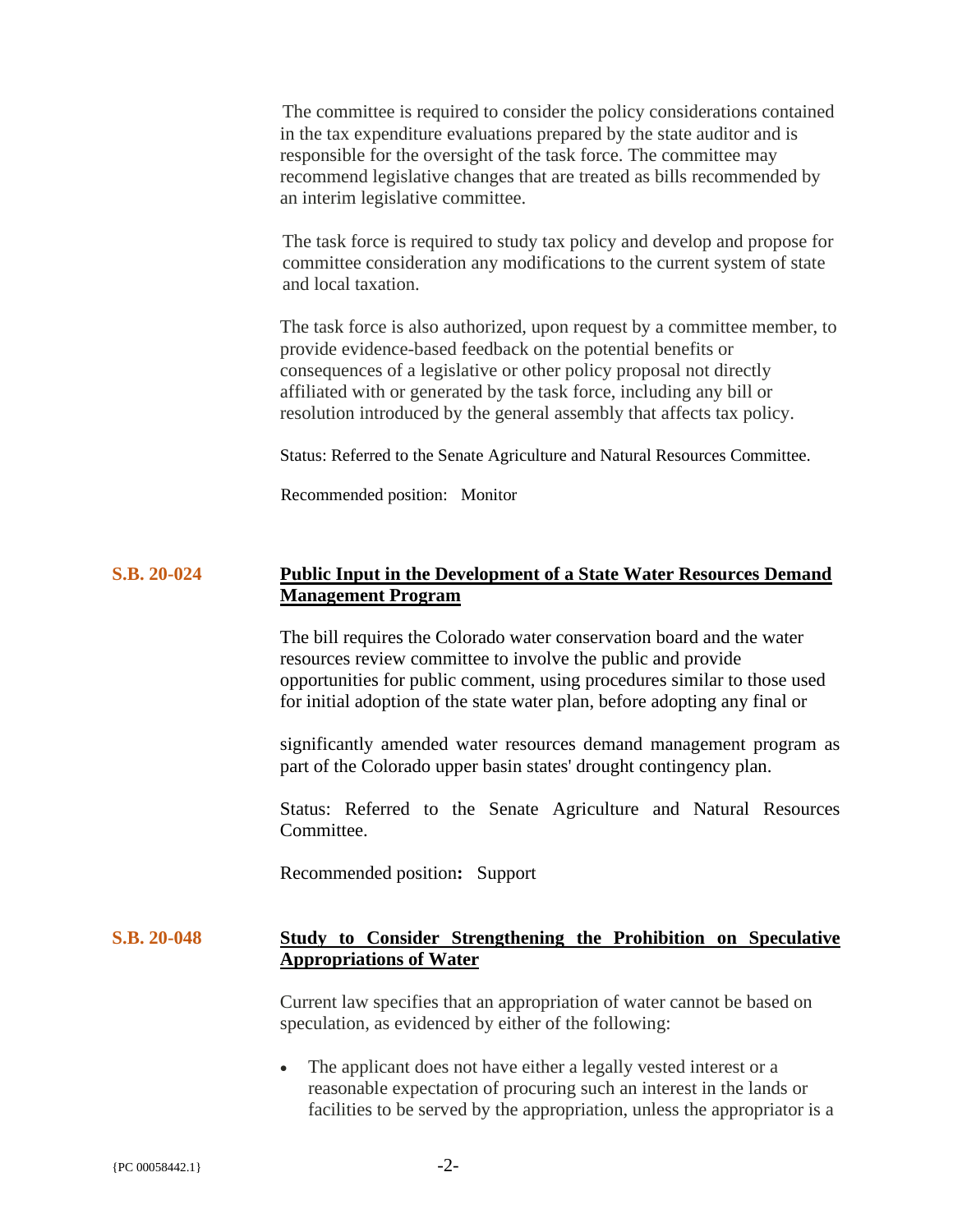The committee is required to consider the policy considerations contained in the tax expenditure evaluations prepared by the state auditor and is responsible for the oversight of the task force. The committee may recommend legislative changes that are treated as bills recommended by an interim legislative committee.

The task force is required to study tax policy and develop and propose for committee consideration any modifications to the current system of state and local taxation.

The task force is also authorized, upon request by a committee member, to provide evidence-based feedback on the potential benefits or consequences of a legislative or other policy proposal not directly affiliated with or generated by the task force, including any bill or resolution introduced by the general assembly that affects tax policy.

Status: Referred to the Senate Agriculture and Natural Resources Committee.

Recommended position: Monitor

## S.B. 20-024 — Public Input in the Development of a State Water Resources Demand Management Program

The bill requires the Colorado water conservation board and the water resources review committee to involve the public and provide opportunities for public comment, using procedures similar to those used for initial adoption of the state water plan, before adopting any final or significantly amended water resources demand management program as part of the Colorado upper basin states' drought contingency plan.

Status: Referred to the Senate Agriculture and Natural Resources Committee.

Recommended position**:** Support

## S.B. 20-048 — Study to Consider Strengthening the Prohibition on Speculative Appropriations of Water

Current law specifies that an appropriation of water cannot be based on speculation, as evidenced by either of the following:

- The applicant does not have either a legally vested interest or a reasonable expectation of procuring such an interest in the lands or facilities to be served by the appropriation, unless the appropriator is a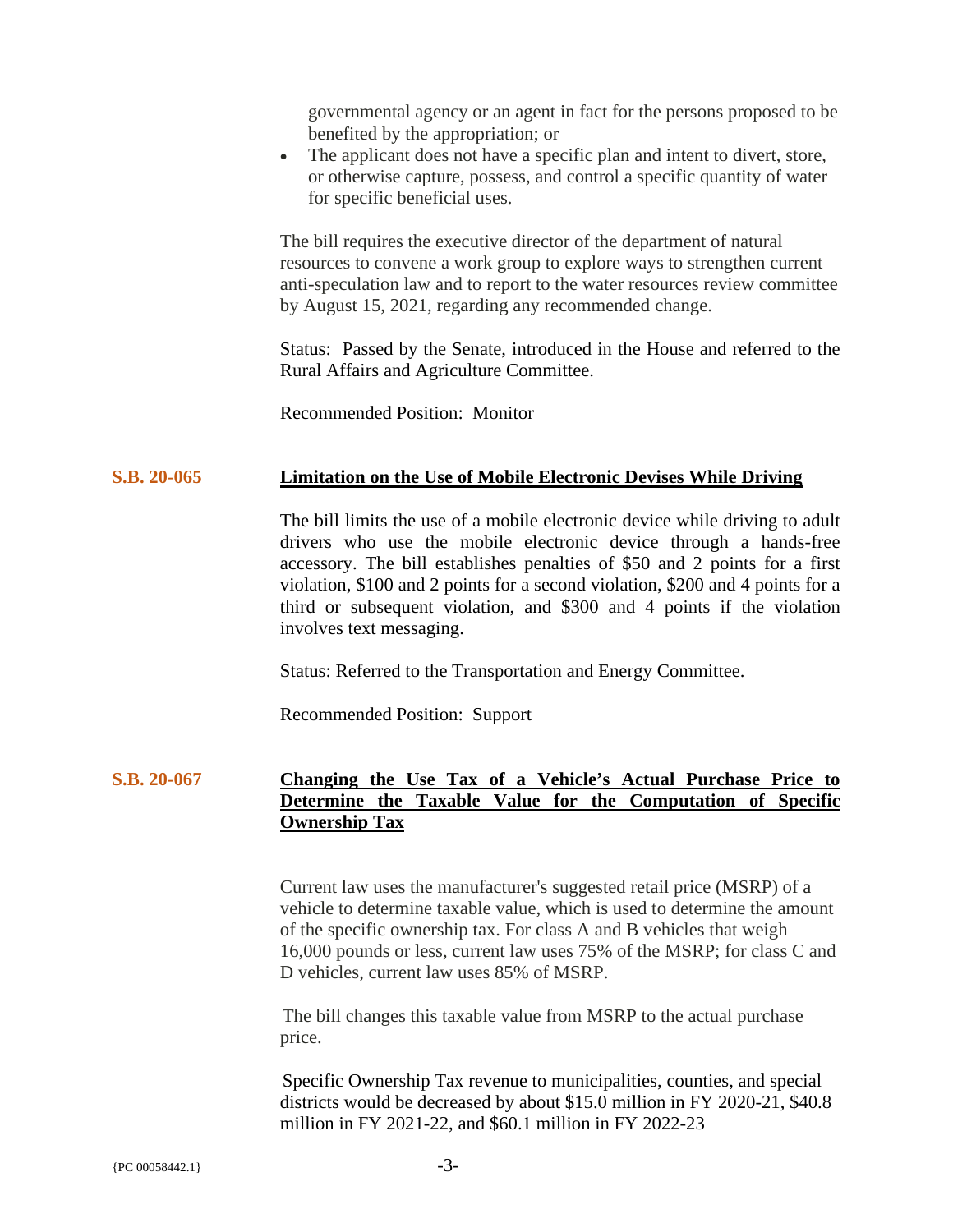governmental agency or an agent in fact for the persons proposed to be benefited by the appropriation; or

- The applicant does not have a specific plan and intent to divert, store, or otherwise capture, possess, and control a specific quantity of water for specific beneficial uses.

The bill requires the executive director of the department of natural resources to convene a work group to explore ways to strengthen current anti-speculation law and to report to the water resources review committee by August 15, 2021, regarding any recommended change.

Status: Passed by the Senate, introduced in the House and referred to the Rural Affairs and Agriculture Committee.

Recommended Position: Monitor

**S.B. 20-065** **Limitation on the Use of Mobile Electronic Devises While Driving**

The bill limits the use of a mobile electronic device while driving to adult drivers who use the mobile electronic device through a hands-free accessory. The bill establishes penalties of $50 and 2 points for a first violation, $100 and 2 points for a second violation, $200 and 4 points for a third or subsequent violation, and $300 and 4 points if the violation involves text messaging.

Status: Referred to the Transportation and Energy Committee.

Recommended Position: Support

**S.B. 20-067** **Changing the Use Tax of a Vehicle's Actual Purchase Price to Determine the Taxable Value for the Computation of Specific Ownership Tax**

Current law uses the manufacturer's suggested retail price (MSRP) of a vehicle to determine taxable value, which is used to determine the amount of the specific ownership tax. For class A and B vehicles that weigh 16,000 pounds or less, current law uses 75% of the MSRP; for class C and D vehicles, current law uses 85% of MSRP.

The bill changes this taxable value from MSRP to the actual purchase price.

Specific Ownership Tax revenue to municipalities, counties, and special districts would be decreased by about $15.0 million in FY 2020-21, $40.8 million in FY 2021-22, and $60.1 million in FY 2022-23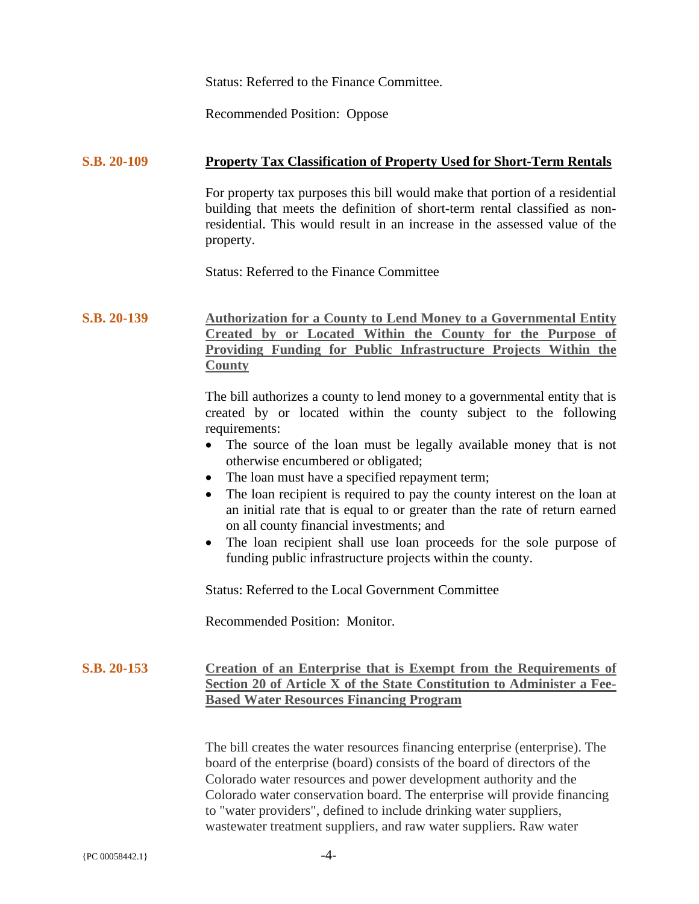Status: Referred to the Finance Committee.

Recommended Position: Oppose

**S.B. 20-109** **Property Tax Classification of Property Used for Short-Term Rentals**

For property tax purposes this bill would make that portion of a residential building that meets the definition of short-term rental classified as non-residential. This would result in an increase in the assessed value of the property.

Status: Referred to the Finance Committee

**S.B. 20-139** **Authorization for a County to Lend Money to a Governmental Entity Created by or Located Within the County for the Purpose of Providing Funding for Public Infrastructure Projects Within the County**

The bill authorizes a county to lend money to a governmental entity that is created by or located within the county subject to the following requirements:

- The source of the loan must be legally available money that is not otherwise encumbered or obligated;
- The loan must have a specified repayment term;
- The loan recipient is required to pay the county interest on the loan at an initial rate that is equal to or greater than the rate of return earned on all county financial investments; and
- The loan recipient shall use loan proceeds for the sole purpose of funding public infrastructure projects within the county.

Status: Referred to the Local Government Committee

Recommended Position: Monitor.

**S.B. 20-153** **Creation of an Enterprise that is Exempt from the Requirements of Section 20 of Article X of the State Constitution to Administer a Fee-Based Water Resources Financing Program**

The bill creates the water resources financing enterprise (enterprise). The board of the enterprise (board) consists of the board of directors of the Colorado water resources and power development authority and the Colorado water conservation board. The enterprise will provide financing to "water providers", defined to include drinking water suppliers, wastewater treatment suppliers, and raw water suppliers. Raw water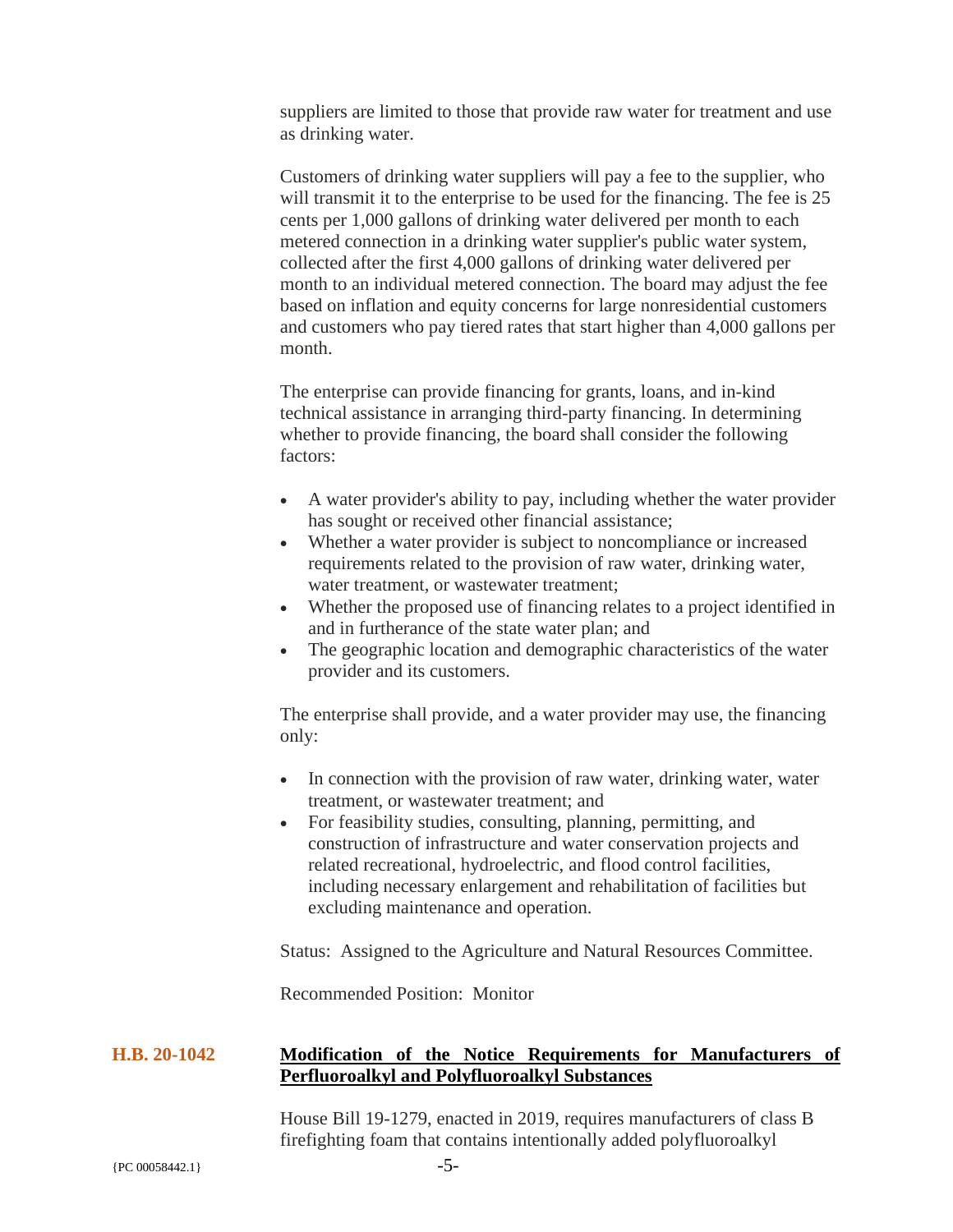suppliers are limited to those that provide raw water for treatment and use as drinking water.

Customers of drinking water suppliers will pay a fee to the supplier, who will transmit it to the enterprise to be used for the financing. The fee is 25 cents per 1,000 gallons of drinking water delivered per month to each metered connection in a drinking water supplier's public water system, collected after the first 4,000 gallons of drinking water delivered per month to an individual metered connection. The board may adjust the fee based on inflation and equity concerns for large nonresidential customers and customers who pay tiered rates that start higher than 4,000 gallons per month.

The enterprise can provide financing for grants, loans, and in-kind technical assistance in arranging third-party financing. In determining whether to provide financing, the board shall consider the following factors:

- A water provider's ability to pay, including whether the water provider has sought or received other financial assistance;
- Whether a water provider is subject to noncompliance or increased requirements related to the provision of raw water, drinking water, water treatment, or wastewater treatment;
- Whether the proposed use of financing relates to a project identified in and in furtherance of the state water plan; and
- The geographic location and demographic characteristics of the water provider and its customers.

The enterprise shall provide, and a water provider may use, the financing only:

- In connection with the provision of raw water, drinking water, water treatment, or wastewater treatment; and
- For feasibility studies, consulting, planning, permitting, and construction of infrastructure and water conservation projects and related recreational, hydroelectric, and flood control facilities, including necessary enlargement and rehabilitation of facilities but excluding maintenance and operation.

Status: Assigned to the Agriculture and Natural Resources Committee.

Recommended Position: Monitor

## H.B. 20-1042 <u>Modification of the Notice Requirements for Manufacturers of Perfluoroalkyl and Polyfluoroalkyl Substances</u>

House Bill 19-1279, enacted in 2019, requires manufacturers of class B firefighting foam that contains intentionally added polyfluoroalkyl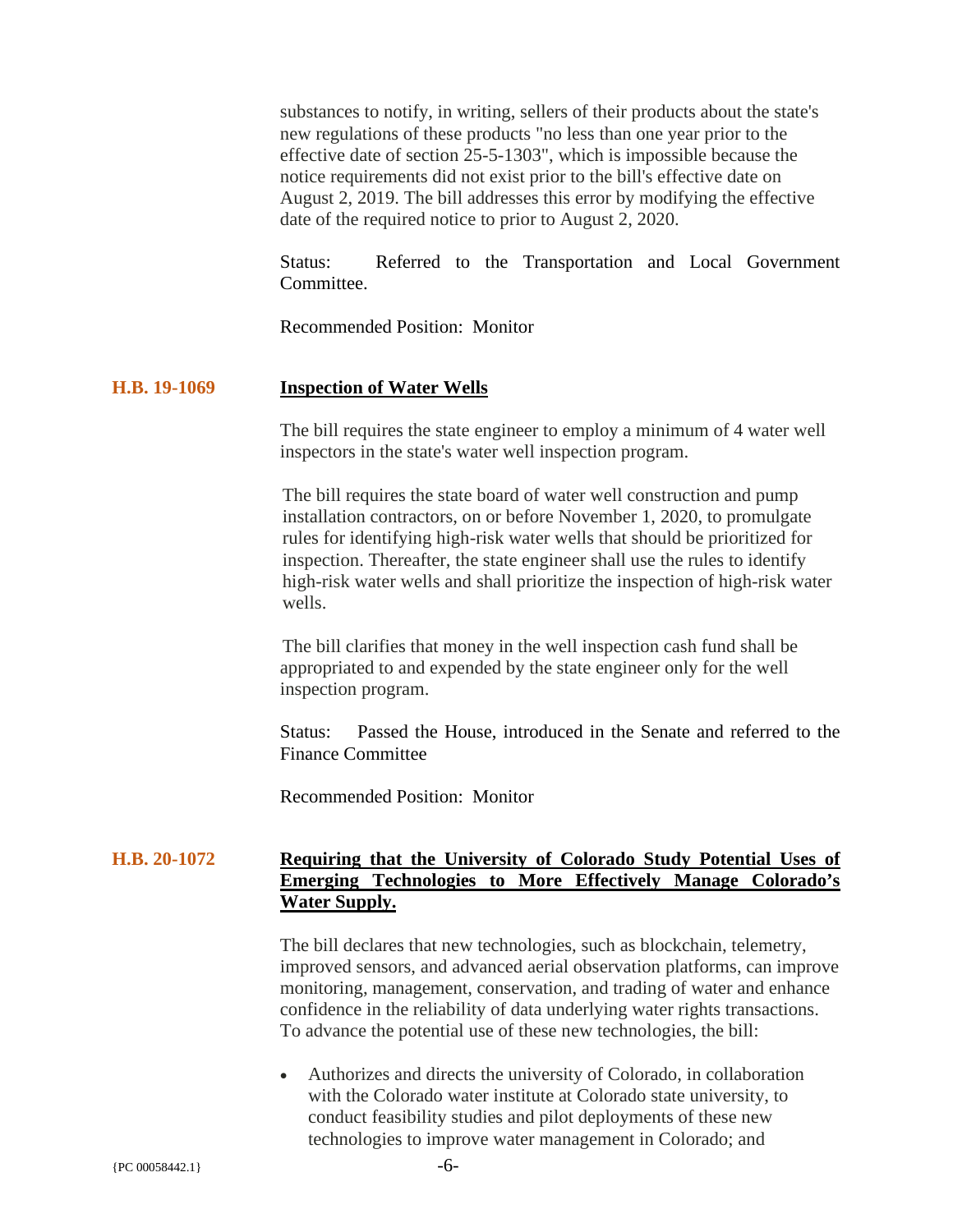substances to notify, in writing, sellers of their products about the state's new regulations of these products "no less than one year prior to the effective date of section 25-5-1303", which is impossible because the notice requirements did not exist prior to the bill's effective date on August 2, 2019. The bill addresses this error by modifying the effective date of the required notice to prior to August 2, 2020.

Status: Referred to the Transportation and Local Government Committee.

Recommended Position: Monitor

### H.B. 19-1069 — Inspection of Water Wells

The bill requires the state engineer to employ a minimum of 4 water well inspectors in the state's water well inspection program.

The bill requires the state board of water well construction and pump installation contractors, on or before November 1, 2020, to promulgate rules for identifying high-risk water wells that should be prioritized for inspection. Thereafter, the state engineer shall use the rules to identify high-risk water wells and shall prioritize the inspection of high-risk water wells.

The bill clarifies that money in the well inspection cash fund shall be appropriated to and expended by the state engineer only for the well inspection program.

Status: Passed the House, introduced in the Senate and referred to the Finance Committee

Recommended Position: Monitor

### H.B. 20-1072 — Requiring that the University of Colorado Study Potential Uses of Emerging Technologies to More Effectively Manage Colorado's Water Supply.

The bill declares that new technologies, such as blockchain, telemetry, improved sensors, and advanced aerial observation platforms, can improve monitoring, management, conservation, and trading of water and enhance confidence in the reliability of data underlying water rights transactions. To advance the potential use of these new technologies, the bill:

- Authorizes and directs the university of Colorado, in collaboration with the Colorado water institute at Colorado state university, to conduct feasibility studies and pilot deployments of these new technologies to improve water management in Colorado; and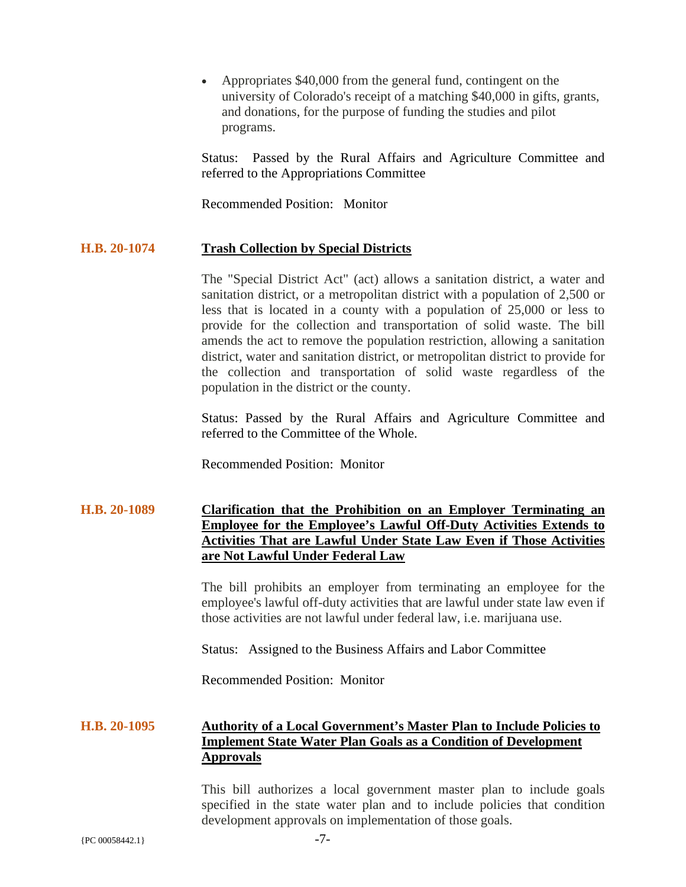- Appropriates $40,000 from the general fund, contingent on the university of Colorado's receipt of a matching $40,000 in gifts, grants, and donations, for the purpose of funding the studies and pilot programs.

Status: Passed by the Rural Affairs and Agriculture Committee and referred to the Appropriations Committee

Recommended Position: Monitor

**H.B. 20-1074** **Trash Collection by Special Districts**

The "Special District Act" (act) allows a sanitation district, a water and sanitation district, or a metropolitan district with a population of 2,500 or less that is located in a county with a population of 25,000 or less to provide for the collection and transportation of solid waste. The bill amends the act to remove the population restriction, allowing a sanitation district, water and sanitation district, or metropolitan district to provide for the collection and transportation of solid waste regardless of the population in the district or the county.

Status: Passed by the Rural Affairs and Agriculture Committee and referred to the Committee of the Whole.

Recommended Position: Monitor

**H.B. 20-1089** **Clarification that the Prohibition on an Employer Terminating an Employee for the Employee's Lawful Off-Duty Activities Extends to Activities That are Lawful Under State Law Even if Those Activities are Not Lawful Under Federal Law**

The bill prohibits an employer from terminating an employee for the employee's lawful off-duty activities that are lawful under state law even if those activities are not lawful under federal law, i.e. marijuana use.

Status: Assigned to the Business Affairs and Labor Committee

Recommended Position: Monitor

**H.B. 20-1095** **Authority of a Local Government's Master Plan to Include Policies to Implement State Water Plan Goals as a Condition of Development Approvals**

This bill authorizes a local government master plan to include goals specified in the state water plan and to include policies that condition development approvals on implementation of those goals.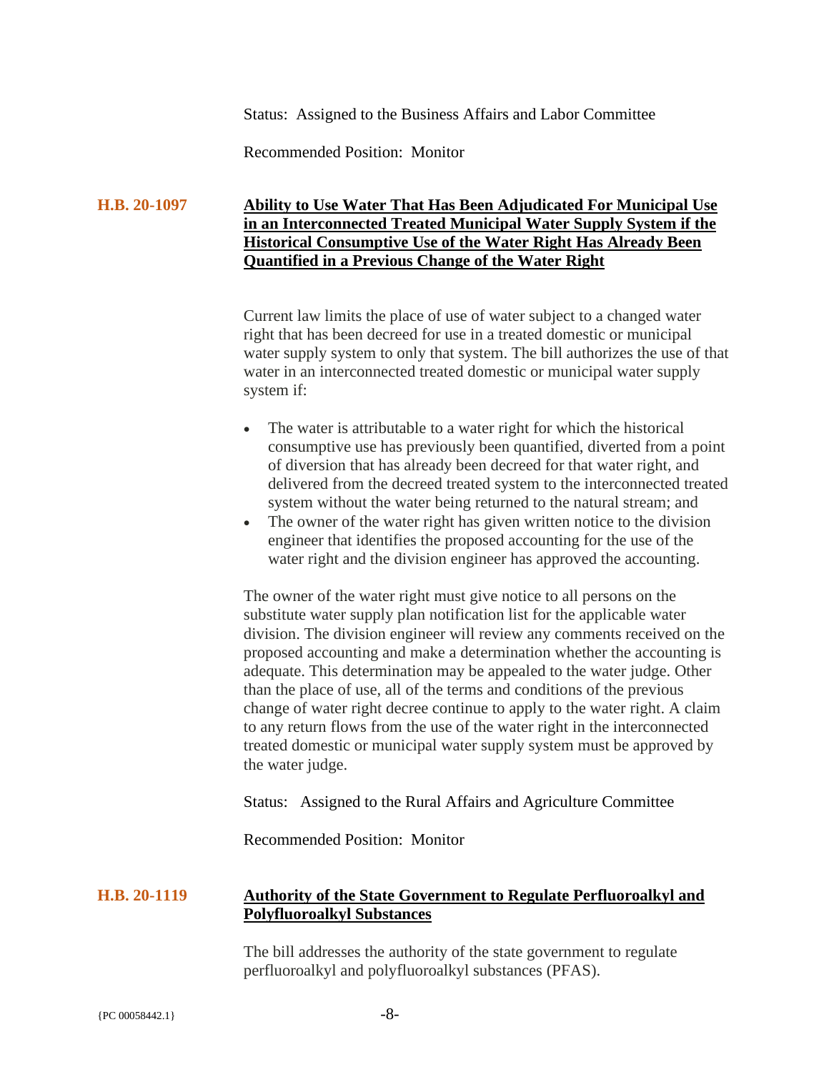Status: Assigned to the Business Affairs and Labor Committee

Recommended Position: Monitor

**H.B. 20-1097** **<u>Ability to Use Water That Has Been Adjudicated For Municipal Use in an Interconnected Treated Municipal Water Supply System if the Historical Consumptive Use of the Water Right Has Already Been Quantified in a Previous Change of the Water Right</u>**

Current law limits the place of use of water subject to a changed water right that has been decreed for use in a treated domestic or municipal water supply system to only that system. The bill authorizes the use of that water in an interconnected treated domestic or municipal water supply system if:

- The water is attributable to a water right for which the historical consumptive use has previously been quantified, diverted from a point of diversion that has already been decreed for that water right, and delivered from the decreed treated system to the interconnected treated system without the water being returned to the natural stream; and
- The owner of the water right has given written notice to the division engineer that identifies the proposed accounting for the use of the water right and the division engineer has approved the accounting.

The owner of the water right must give notice to all persons on the substitute water supply plan notification list for the applicable water division. The division engineer will review any comments received on the proposed accounting and make a determination whether the accounting is adequate. This determination may be appealed to the water judge. Other than the place of use, all of the terms and conditions of the previous change of water right decree continue to apply to the water right. A claim to any return flows from the use of the water right in the interconnected treated domestic or municipal water supply system must be approved by the water judge.

Status: Assigned to the Rural Affairs and Agriculture Committee

Recommended Position: Monitor

**H.B. 20-1119** **<u>Authority of the State Government to Regulate Perfluoroalkyl and Polyfluoroalkyl Substances</u>**

The bill addresses the authority of the state government to regulate perfluoroalkyl and polyfluoroalkyl substances (PFAS).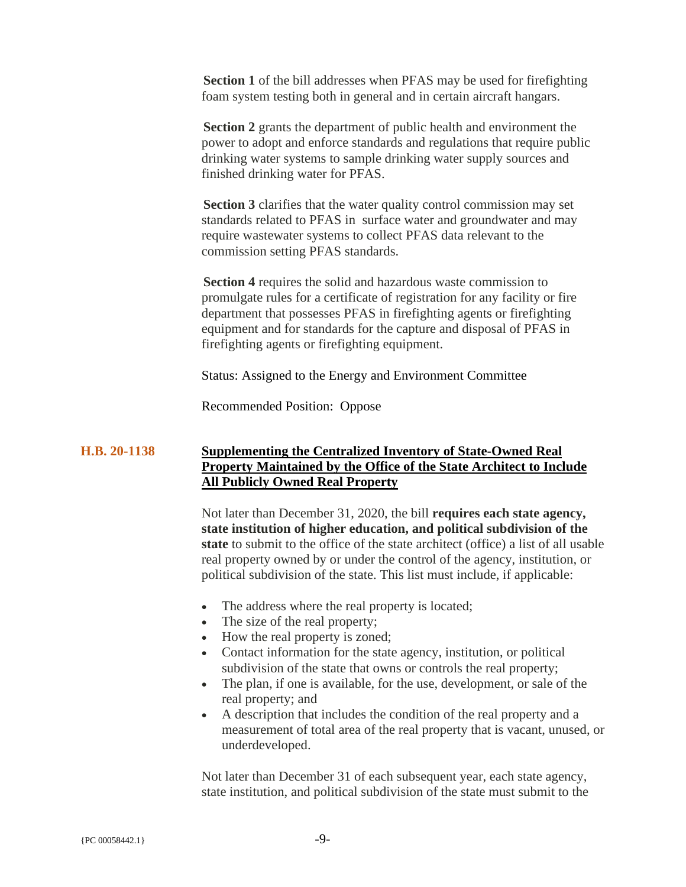**Section 1** of the bill addresses when PFAS may be used for firefighting foam system testing both in general and in certain aircraft hangars.

**Section 2** grants the department of public health and environment the power to adopt and enforce standards and regulations that require public drinking water systems to sample drinking water supply sources and finished drinking water for PFAS.

**Section 3** clarifies that the water quality control commission may set standards related to PFAS in surface water and groundwater and may require wastewater systems to collect PFAS data relevant to the commission setting PFAS standards.

**Section 4** requires the solid and hazardous waste commission to promulgate rules for a certificate of registration for any facility or fire department that possesses PFAS in firefighting agents or firefighting equipment and for standards for the capture and disposal of PFAS in firefighting agents or firefighting equipment.

Status: Assigned to the Energy and Environment Committee

Recommended Position: Oppose

## H.B. 20-1138 — Supplementing the Centralized Inventory of State-Owned Real Property Maintained by the Office of the State Architect to Include All Publicly Owned Real Property

Not later than December 31, 2020, the bill **requires each state agency, state institution of higher education, and political subdivision of the state** to submit to the office of the state architect (office) a list of all usable real property owned by or under the control of the agency, institution, or political subdivision of the state. This list must include, if applicable:

- The address where the real property is located;
- The size of the real property;
- How the real property is zoned;
- Contact information for the state agency, institution, or political subdivision of the state that owns or controls the real property;
- The plan, if one is available, for the use, development, or sale of the real property; and
- A description that includes the condition of the real property and a measurement of total area of the real property that is vacant, unused, or underdeveloped.

Not later than December 31 of each subsequent year, each state agency, state institution, and political subdivision of the state must submit to the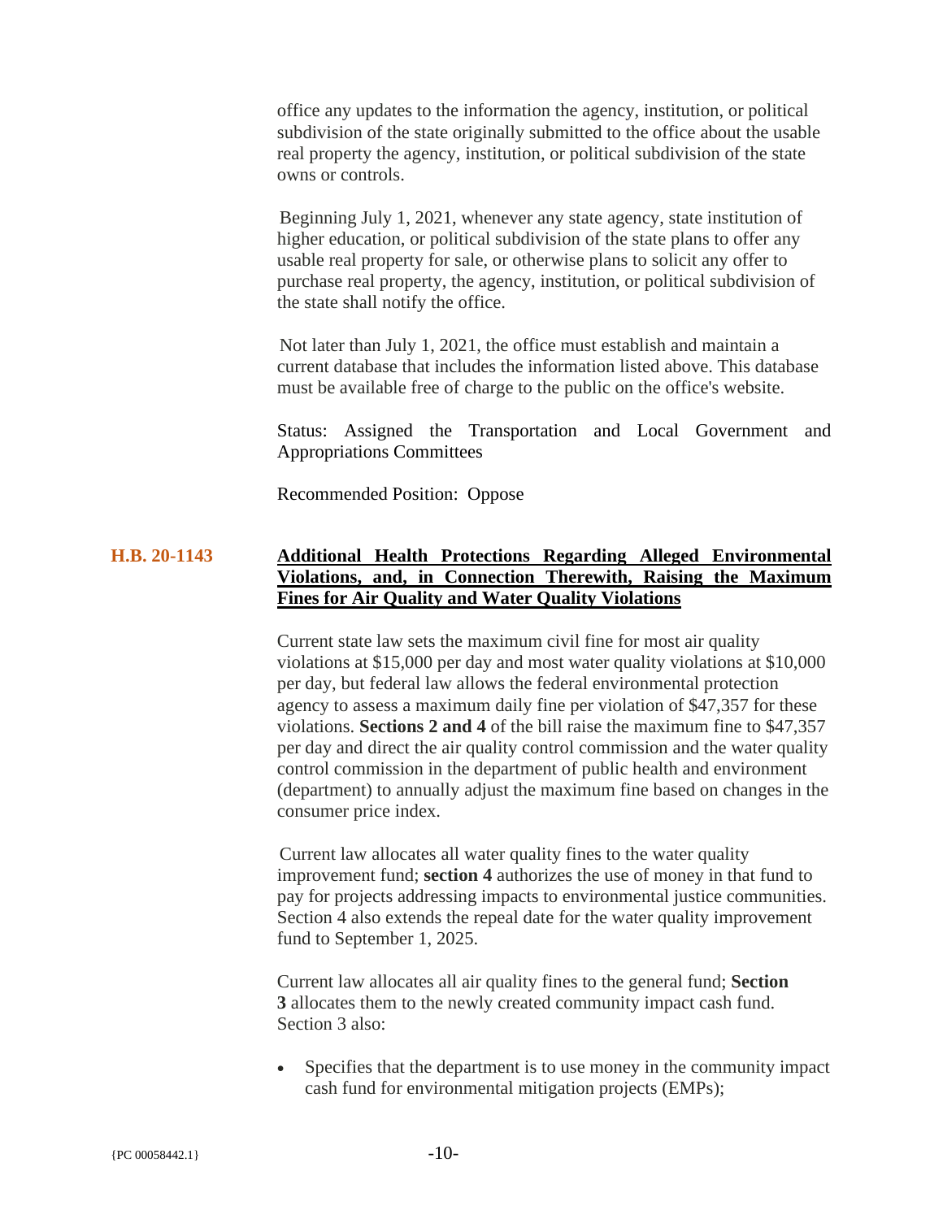office any updates to the information the agency, institution, or political subdivision of the state originally submitted to the office about the usable real property the agency, institution, or political subdivision of the state owns or controls.

Beginning July 1, 2021, whenever any state agency, state institution of higher education, or political subdivision of the state plans to offer any usable real property for sale, or otherwise plans to solicit any offer to purchase real property, the agency, institution, or political subdivision of the state shall notify the office.

Not later than July 1, 2021, the office must establish and maintain a current database that includes the information listed above. This database must be available free of charge to the public on the office's website.

Status: Assigned the Transportation and Local Government and Appropriations Committees

Recommended Position: Oppose

**H.B. 20-1143** **Additional Health Protections Regarding Alleged Environmental Violations, and, in Connection Therewith, Raising the Maximum Fines for Air Quality and Water Quality Violations**

Current state law sets the maximum civil fine for most air quality violations at $15,000 per day and most water quality violations at $10,000 per day, but federal law allows the federal environmental protection agency to assess a maximum daily fine per violation of $47,357 for these violations. **Sections 2 and 4** of the bill raise the maximum fine to $47,357 per day and direct the air quality control commission and the water quality control commission in the department of public health and environment (department) to annually adjust the maximum fine based on changes in the consumer price index.

Current law allocates all water quality fines to the water quality improvement fund; **section 4** authorizes the use of money in that fund to pay for projects addressing impacts to environmental justice communities. Section 4 also extends the repeal date for the water quality improvement fund to September 1, 2025.

Current law allocates all air quality fines to the general fund; **Section 3** allocates them to the newly created community impact cash fund. Section 3 also:

- Specifies that the department is to use money in the community impact cash fund for environmental mitigation projects (EMPs);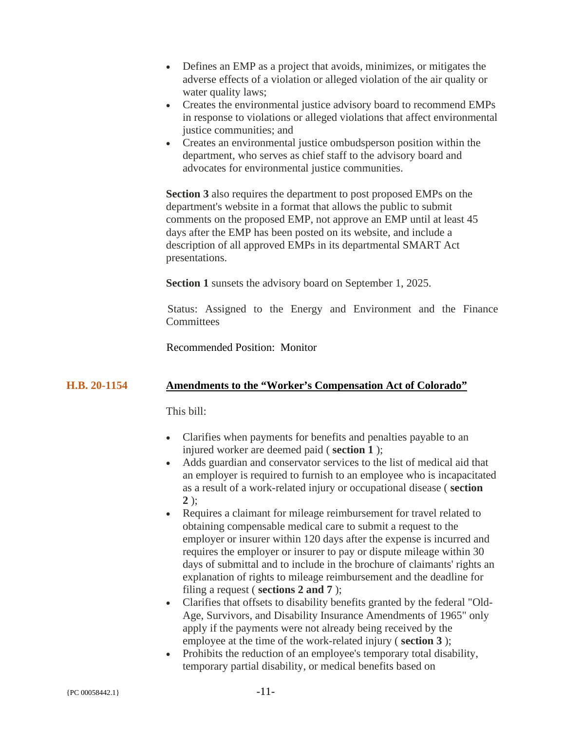- Defines an EMP as a project that avoids, minimizes, or mitigates the adverse effects of a violation or alleged violation of the air quality or water quality laws;
- Creates the environmental justice advisory board to recommend EMPs in response to violations or alleged violations that affect environmental justice communities; and
- Creates an environmental justice ombudsperson position within the department, who serves as chief staff to the advisory board and advocates for environmental justice communities.

**Section 3** also requires the department to post proposed EMPs on the department's website in a format that allows the public to submit comments on the proposed EMP, not approve an EMP until at least 45 days after the EMP has been posted on its website, and include a description of all approved EMPs in its departmental SMART Act presentations.

**Section 1** sunsets the advisory board on September 1, 2025.

Status: Assigned to the Energy and Environment and the Finance Committees

Recommended Position: Monitor

## H.B. 20-1154 Amendments to the "Worker's Compensation Act of Colorado"

This bill:

- Clarifies when payments for benefits and penalties payable to an injured worker are deemed paid ( **section 1** );
- Adds guardian and conservator services to the list of medical aid that an employer is required to furnish to an employee who is incapacitated as a result of a work-related injury or occupational disease ( **section 2** );
- Requires a claimant for mileage reimbursement for travel related to obtaining compensable medical care to submit a request to the employer or insurer within 120 days after the expense is incurred and requires the employer or insurer to pay or dispute mileage within 30 days of submittal and to include in the brochure of claimants' rights an explanation of rights to mileage reimbursement and the deadline for filing a request ( **sections 2 and 7** );
- Clarifies that offsets to disability benefits granted by the federal "Old-Age, Survivors, and Disability Insurance Amendments of 1965" only apply if the payments were not already being received by the employee at the time of the work-related injury ( **section 3** );
- Prohibits the reduction of an employee's temporary total disability, temporary partial disability, or medical benefits based on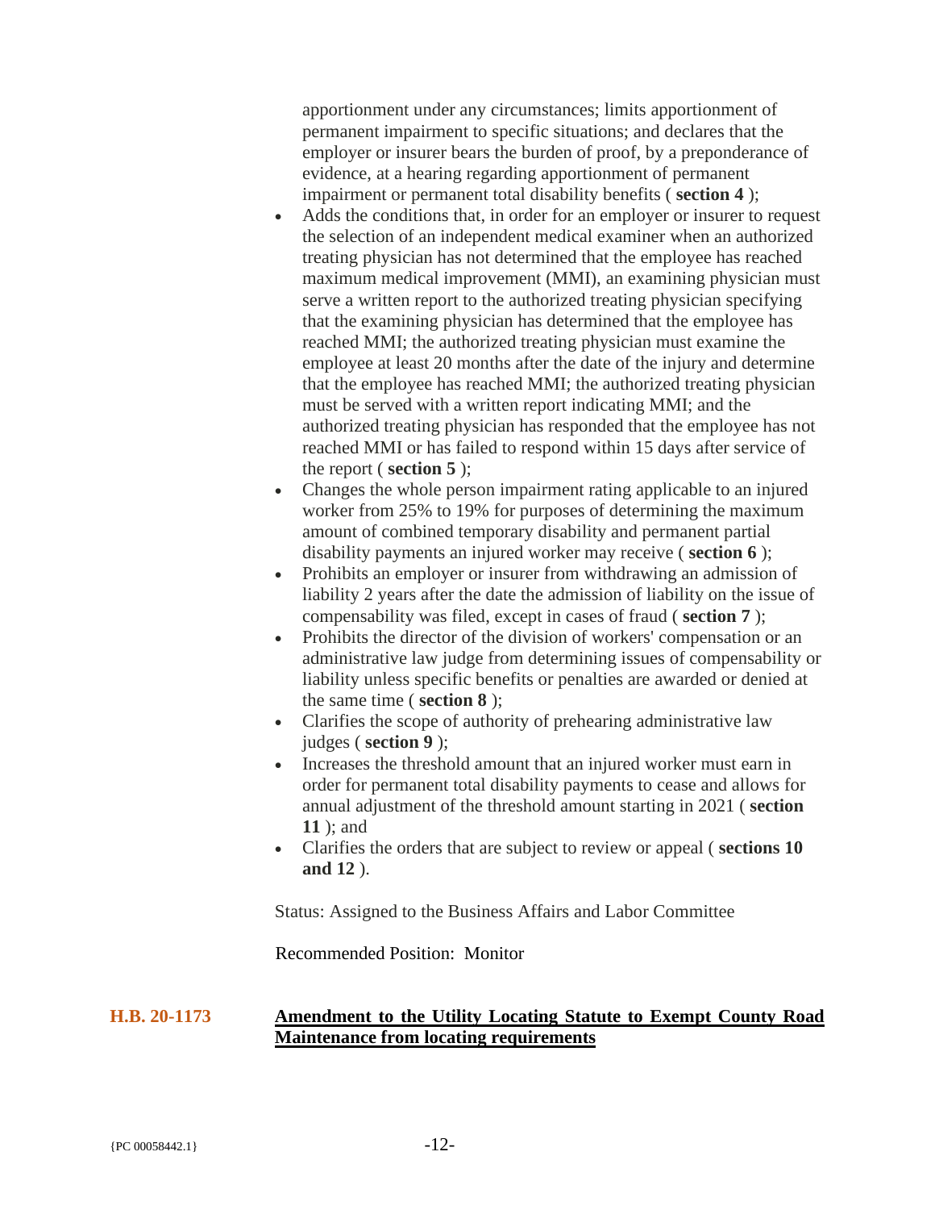apportionment under any circumstances; limits apportionment of permanent impairment to specific situations; and declares that the employer or insurer bears the burden of proof, by a preponderance of evidence, at a hearing regarding apportionment of permanent impairment or permanent total disability benefits ( **section 4** );

- Adds the conditions that, in order for an employer or insurer to request the selection of an independent medical examiner when an authorized treating physician has not determined that the employee has reached maximum medical improvement (MMI), an examining physician must serve a written report to the authorized treating physician specifying that the examining physician has determined that the employee has reached MMI; the authorized treating physician must examine the employee at least 20 months after the date of the injury and determine that the employee has reached MMI; the authorized treating physician must be served with a written report indicating MMI; and the authorized treating physician has responded that the employee has not reached MMI or has failed to respond within 15 days after service of the report ( **section 5** );
- Changes the whole person impairment rating applicable to an injured worker from 25% to 19% for purposes of determining the maximum amount of combined temporary disability and permanent partial disability payments an injured worker may receive ( **section 6** );
- Prohibits an employer or insurer from withdrawing an admission of liability 2 years after the date the admission of liability on the issue of compensability was filed, except in cases of fraud ( **section 7** );
- Prohibits the director of the division of workers' compensation or an administrative law judge from determining issues of compensability or liability unless specific benefits or penalties are awarded or denied at the same time ( **section 8** );
- Clarifies the scope of authority of prehearing administrative law judges ( **section 9** );
- Increases the threshold amount that an injured worker must earn in order for permanent total disability payments to cease and allows for annual adjustment of the threshold amount starting in 2021 ( **section 11** ); and
- Clarifies the orders that are subject to review or appeal ( **sections 10 and 12** ).

Status: Assigned to the Business Affairs and Labor Committee

Recommended Position: Monitor

**H.B. 20-1173** **Amendment to the Utility Locating Statute to Exempt County Road Maintenance from locating requirements**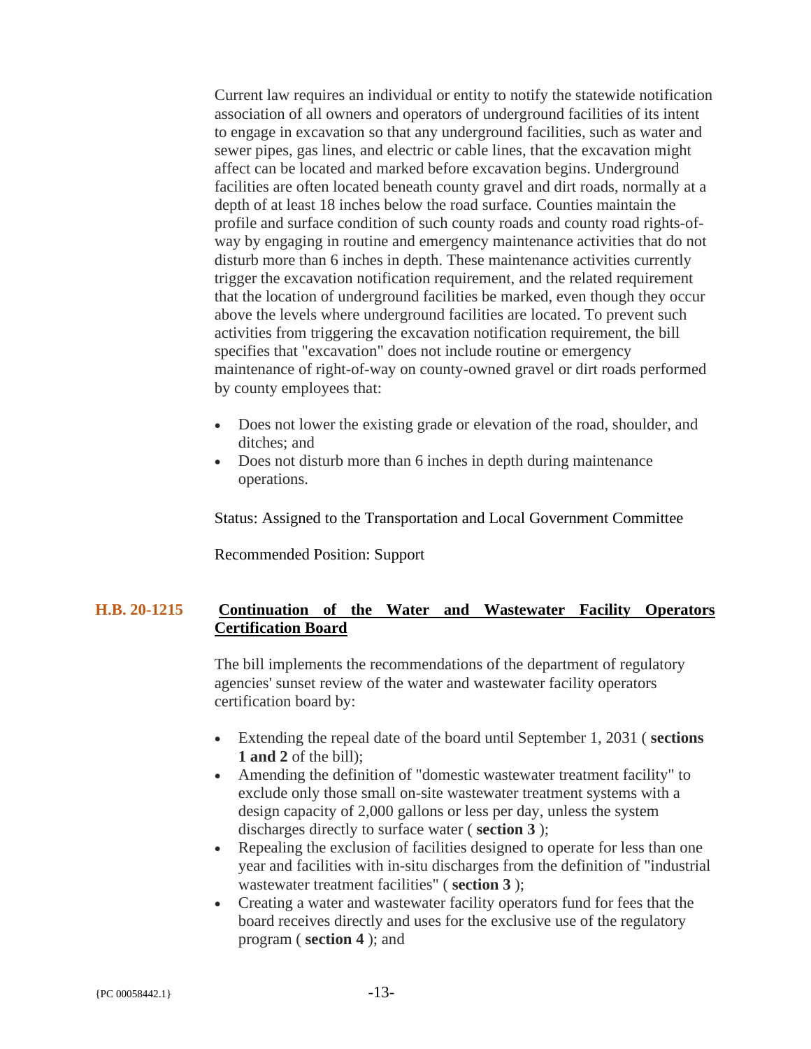Current law requires an individual or entity to notify the statewide notification association of all owners and operators of underground facilities of its intent to engage in excavation so that any underground facilities, such as water and sewer pipes, gas lines, and electric or cable lines, that the excavation might affect can be located and marked before excavation begins. Underground facilities are often located beneath county gravel and dirt roads, normally at a depth of at least 18 inches below the road surface. Counties maintain the profile and surface condition of such county roads and county road rights-of-way by engaging in routine and emergency maintenance activities that do not disturb more than 6 inches in depth. These maintenance activities currently trigger the excavation notification requirement, and the related requirement that the location of underground facilities be marked, even though they occur above the levels where underground facilities are located. To prevent such activities from triggering the excavation notification requirement, the bill specifies that "excavation" does not include routine or emergency maintenance of right-of-way on county-owned gravel or dirt roads performed by county employees that:

- Does not lower the existing grade or elevation of the road, shoulder, and ditches; and
- Does not disturb more than 6 inches in depth during maintenance operations.

Status: Assigned to the Transportation and Local Government Committee

Recommended Position: Support

## H.B. 20-1215 Continuation of the Water and Wastewater Facility Operators Certification Board

The bill implements the recommendations of the department of regulatory agencies' sunset review of the water and wastewater facility operators certification board by:

- Extending the repeal date of the board until September 1, 2031 ( **sections 1 and 2** of the bill);
- Amending the definition of "domestic wastewater treatment facility" to exclude only those small on-site wastewater treatment systems with a design capacity of 2,000 gallons or less per day, unless the system discharges directly to surface water ( **section 3** );
- Repealing the exclusion of facilities designed to operate for less than one year and facilities with in-situ discharges from the definition of "industrial wastewater treatment facilities" ( **section 3** );
- Creating a water and wastewater facility operators fund for fees that the board receives directly and uses for the exclusive use of the regulatory program ( **section 4** ); and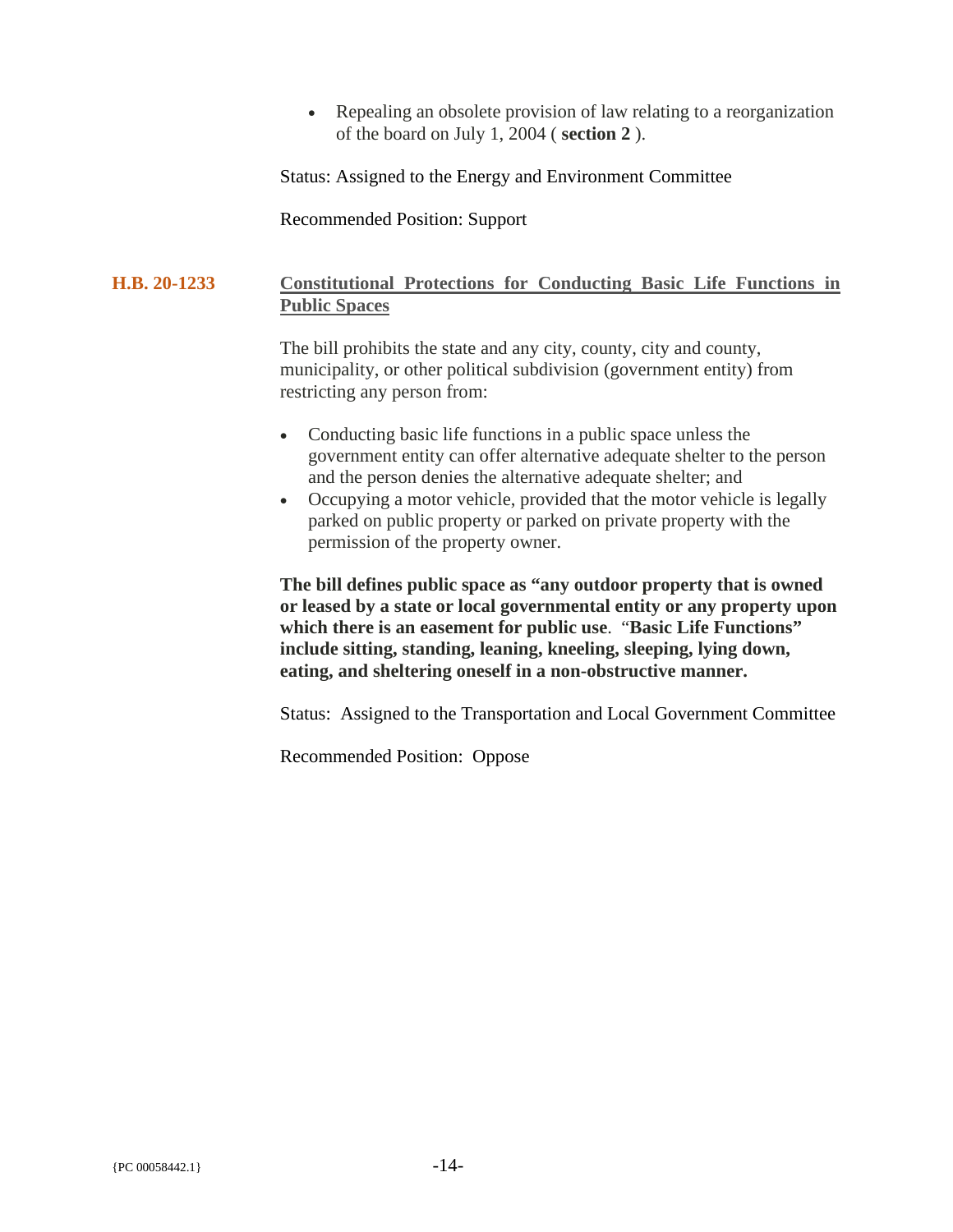- Repealing an obsolete provision of law relating to a reorganization of the board on July 1, 2004 ( **section 2** ).

Status: Assigned to the Energy and Environment Committee

Recommended Position: Support

**H.B. 20-1233** **Constitutional Protections for Conducting Basic Life Functions in Public Spaces**

The bill prohibits the state and any city, county, city and county, municipality, or other political subdivision (government entity) from restricting any person from:

- Conducting basic life functions in a public space unless the government entity can offer alternative adequate shelter to the person and the person denies the alternative adequate shelter; and
- Occupying a motor vehicle, provided that the motor vehicle is legally parked on public property or parked on private property with the permission of the property owner.

**The bill defines public space as "any outdoor property that is owned or leased by a state or local governmental entity or any property upon which there is an easement for public use**. "**Basic Life Functions" include sitting, standing, leaning, kneeling, sleeping, lying down, eating, and sheltering oneself in a non-obstructive manner.**

Status: Assigned to the Transportation and Local Government Committee

Recommended Position: Oppose

{PC 00058442.1}